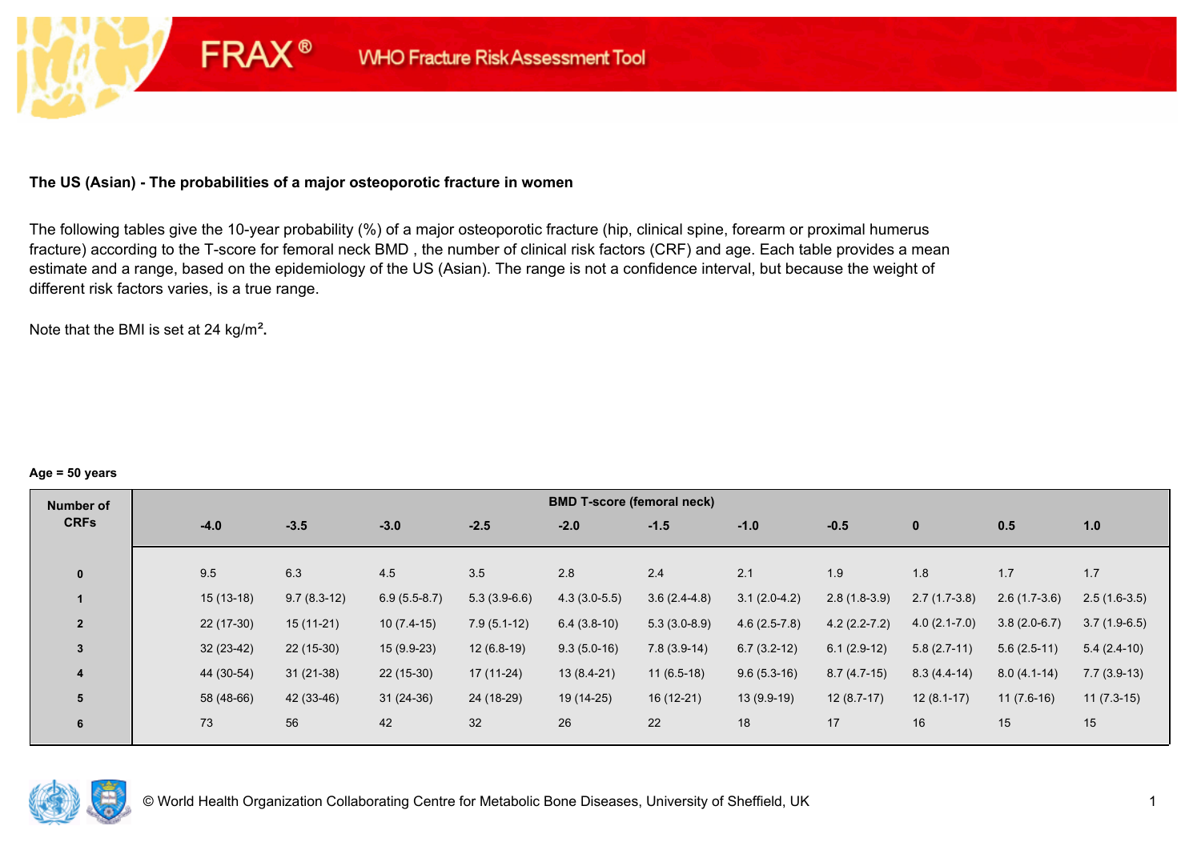FRAX® WHO Fracture Risk Assessment Tool

**The US (Asian) - The probabilities of a major osteoporotic fracture in women**

The following tables give the 10-year probability (%) of a major osteoporotic fracture (hip, clinical spine, forearm or proximal humerus fracture) according to the T-score for femoral neck BMD , the number of clinical risk factors (CRF) and age. Each table provides a mean estimate and a range, based on the epidemiology of the US (Asian). The range is not a confidence interval, but because the weight of different risk factors varies, is a true range.

Note that the BMI is set at 24 kg/m$^2$.

**Age = 50 years**

| Number of CRFs | BMD T-score (femoral neck) | | | | | | | | | | |
|---|---|---|---|---|---|---|---|---|---|---|---|
| | -4.0 | -3.5 | -3.0 | -2.5 | -2.0 | -1.5 | -1.0 | -0.5 | 0 | 0.5 | 1.0 |
| 0 | 9.5 | 6.3 | 4.5 | 3.5 | 2.8 | 2.4 | 2.1 | 1.9 | 1.8 | 1.7 | 1.7 |
| 1 | 15 (13-18) | 9.7 (8.3-12) | 6.9 (5.5-8.7) | 5.3 (3.9-6.6) | 4.3 (3.0-5.5) | 3.6 (2.4-4.8) | 3.1 (2.0-4.2) | 2.8 (1.8-3.9) | 2.7 (1.7-3.8) | 2.6 (1.7-3.6) | 2.5 (1.6-3.5) |
| 2 | 22 (17-30) | 15 (11-21) | 10 (7.4-15) | 7.9 (5.1-12) | 6.4 (3.8-10) | 5.3 (3.0-8.9) | 4.6 (2.5-7.8) | 4.2 (2.2-7.2) | 4.0 (2.1-7.0) | 3.8 (2.0-6.7) | 3.7 (1.9-6.5) |
| 3 | 32 (23-42) | 22 (15-30) | 15 (9.9-23) | 12 (6.8-19) | 9.3 (5.0-16) | 7.8 (3.9-14) | 6.7 (3.2-12) | 6.1 (2.9-12) | 5.8 (2.7-11) | 5.6 (2.5-11) | 5.4 (2.4-10) |
| 4 | 44 (30-54) | 31 (21-38) | 22 (15-30) | 17 (11-24) | 13 (8.4-21) | 11 (6.5-18) | 9.6 (5.3-16) | 8.7 (4.7-15) | 8.3 (4.4-14) | 8.0 (4.1-14) | 7.7 (3.9-13) |
| 5 | 58 (48-66) | 42 (33-46) | 31 (24-36) | 24 (18-29) | 19 (14-25) | 16 (12-21) | 13 (9.9-19) | 12 (8.7-17) | 12 (8.1-17) | 11 (7.6-16) | 11 (7.3-15) |
| 6 | 73 | 56 | 42 | 32 | 26 | 22 | 18 | 17 | 16 | 15 | 15 |

© World Health Organization Collaborating Centre for Metabolic Bone Diseases, University of Sheffield, UK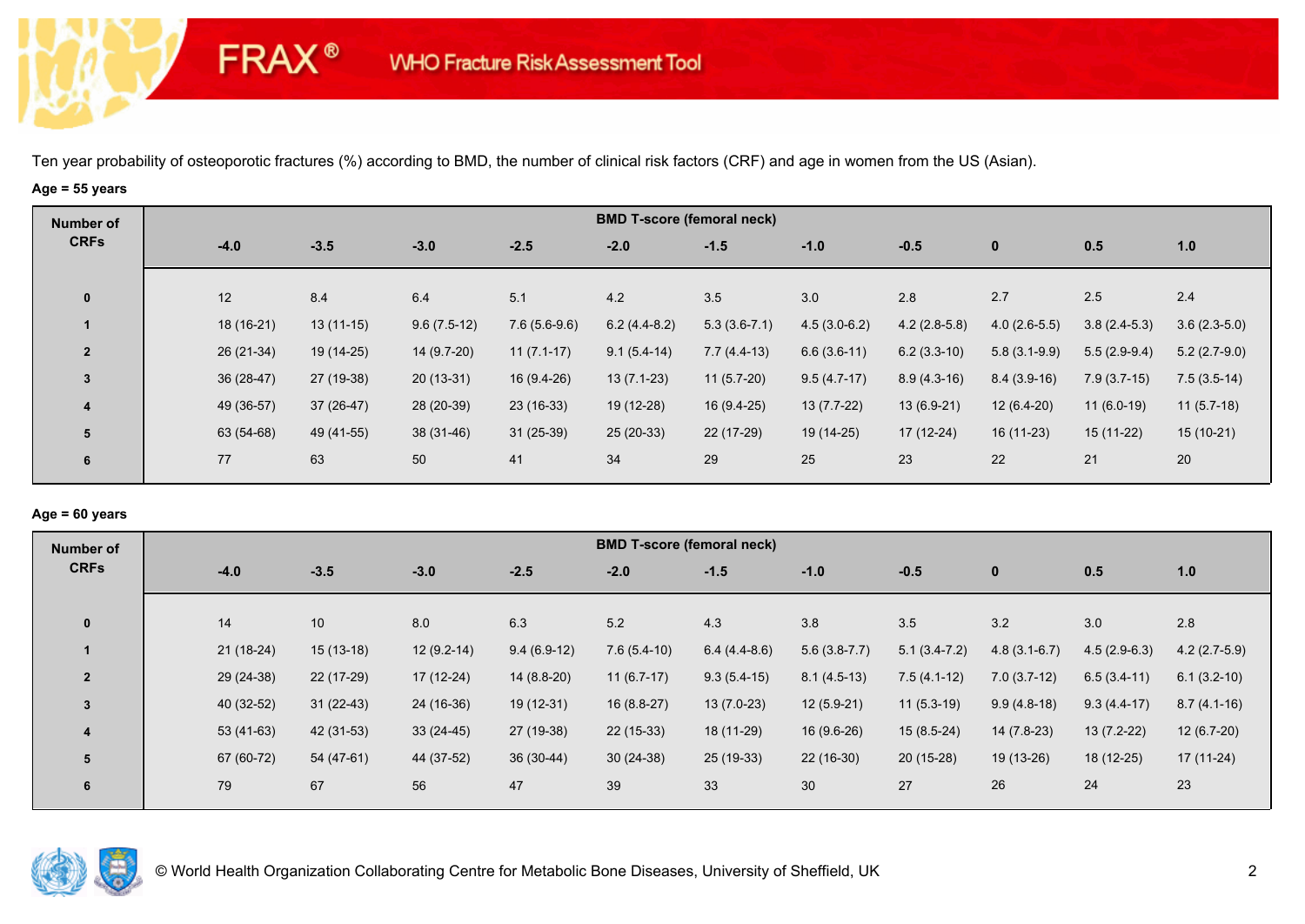# FRAX® WHO Fracture Risk Assessment Tool

Ten year probability of osteoporotic fractures (%) according to BMD, the number of clinical risk factors (CRF) and age in women from the US (Asian).

**Age = 55 years**

| Number of CRFs | BMD T-score (femoral neck) | | | | | | | | | | |
|---|---|---|---|---|---|---|---|---|---|---|---|
| | -4.0 | -3.5 | -3.0 | -2.5 | -2.0 | -1.5 | -1.0 | -0.5 | 0 | 0.5 | 1.0 |
| 0 | 12 | 8.4 | 6.4 | 5.1 | 4.2 | 3.5 | 3.0 | 2.8 | 2.7 | 2.5 | 2.4 |
| 1 | 18 (16-21) | 13 (11-15) | 9.6 (7.5-12) | 7.6 (5.6-9.6) | 6.2 (4.4-8.2) | 5.3 (3.6-7.1) | 4.5 (3.0-6.2) | 4.2 (2.8-5.8) | 4.0 (2.6-5.5) | 3.8 (2.4-5.3) | 3.6 (2.3-5.0) |
| 2 | 26 (21-34) | 19 (14-25) | 14 (9.7-20) | 11 (7.1-17) | 9.1 (5.4-14) | 7.7 (4.4-13) | 6.6 (3.6-11) | 6.2 (3.3-10) | 5.8 (3.1-9.9) | 5.5 (2.9-9.4) | 5.2 (2.7-9.0) |
| 3 | 36 (28-47) | 27 (19-38) | 20 (13-31) | 16 (9.4-26) | 13 (7.1-23) | 11 (5.7-20) | 9.5 (4.7-17) | 8.9 (4.3-16) | 8.4 (3.9-16) | 7.9 (3.7-15) | 7.5 (3.5-14) |
| 4 | 49 (36-57) | 37 (26-47) | 28 (20-39) | 23 (16-33) | 19 (12-28) | 16 (9.4-25) | 13 (7.7-22) | 13 (6.9-21) | 12 (6.4-20) | 11 (6.0-19) | 11 (5.7-18) |
| 5 | 63 (54-68) | 49 (41-55) | 38 (31-46) | 31 (25-39) | 25 (20-33) | 22 (17-29) | 19 (14-25) | 17 (12-24) | 16 (11-23) | 15 (11-22) | 15 (10-21) |
| 6 | 77 | 63 | 50 | 41 | 34 | 29 | 25 | 23 | 22 | 21 | 20 |

**Age = 60 years**

| Number of CRFs | BMD T-score (femoral neck) | | | | | | | | | | |
|---|---|---|---|---|---|---|---|---|---|---|---|
| | -4.0 | -3.5 | -3.0 | -2.5 | -2.0 | -1.5 | -1.0 | -0.5 | 0 | 0.5 | 1.0 |
| 0 | 14 | 10 | 8.0 | 6.3 | 5.2 | 4.3 | 3.8 | 3.5 | 3.2 | 3.0 | 2.8 |
| 1 | 21 (18-24) | 15 (13-18) | 12 (9.2-14) | 9.4 (6.9-12) | 7.6 (5.4-10) | 6.4 (4.4-8.6) | 5.6 (3.8-7.7) | 5.1 (3.4-7.2) | 4.8 (3.1-6.7) | 4.5 (2.9-6.3) | 4.2 (2.7-5.9) |
| 2 | 29 (24-38) | 22 (17-29) | 17 (12-24) | 14 (8.8-20) | 11 (6.7-17) | 9.3 (5.4-15) | 8.1 (4.5-13) | 7.5 (4.1-12) | 7.0 (3.7-12) | 6.5 (3.4-11) | 6.1 (3.2-10) |
| 3 | 40 (32-52) | 31 (22-43) | 24 (16-36) | 19 (12-31) | 16 (8.8-27) | 13 (7.0-23) | 12 (5.9-21) | 11 (5.3-19) | 9.9 (4.8-18) | 9.3 (4.4-17) | 8.7 (4.1-16) |
| 4 | 53 (41-63) | 42 (31-53) | 33 (24-45) | 27 (19-38) | 22 (15-33) | 18 (11-29) | 16 (9.6-26) | 15 (8.5-24) | 14 (7.8-23) | 13 (7.2-22) | 12 (6.7-20) |
| 5 | 67 (60-72) | 54 (47-61) | 44 (37-52) | 36 (30-44) | 30 (24-38) | 25 (19-33) | 22 (16-30) | 20 (15-28) | 19 (13-26) | 18 (12-25) | 17 (11-24) |
| 6 | 79 | 67 | 56 | 47 | 39 | 33 | 30 | 27 | 26 | 24 | 23 |

© World Health Organization Collaborating Centre for Metabolic Bone Diseases, University of Sheffield, UK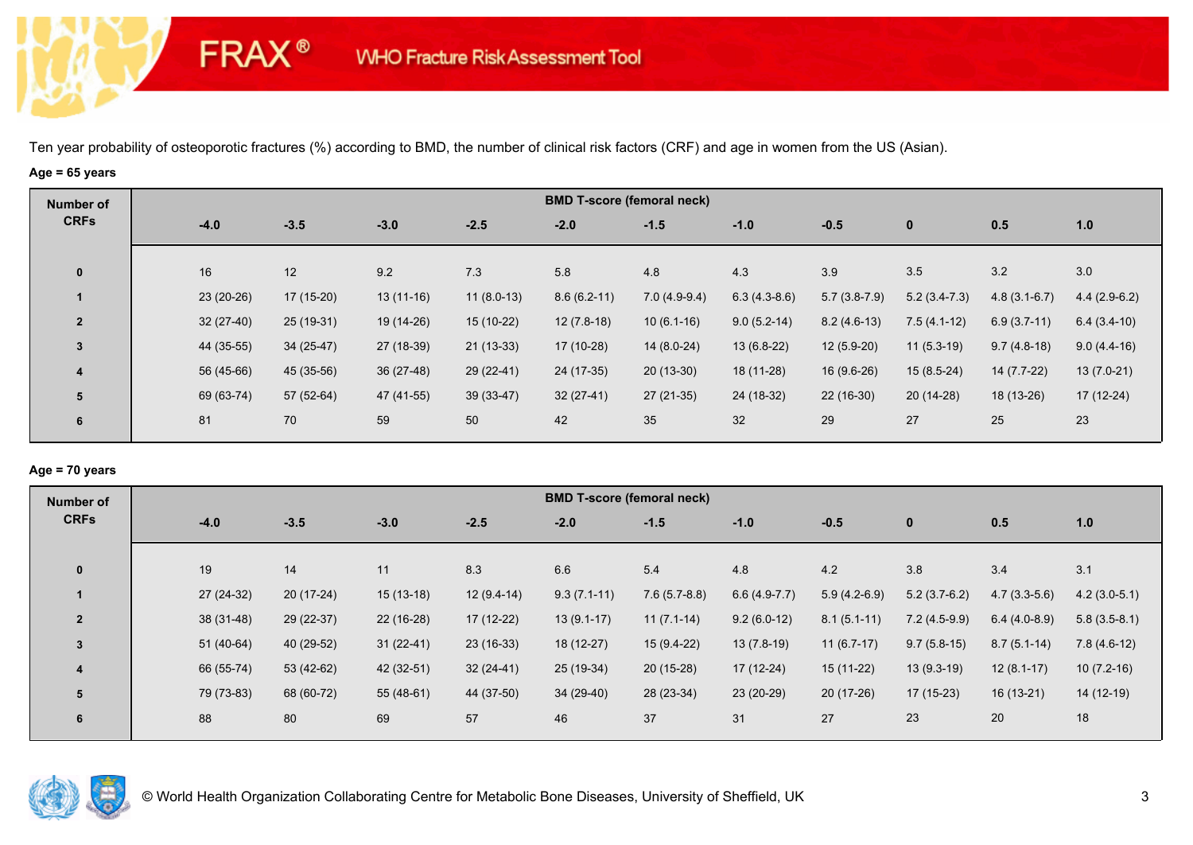FRAX® WHO Fracture Risk Assessment Tool

Ten year probability of osteoporotic fractures (%) according to BMD, the number of clinical risk factors (CRF) and age in women from the US (Asian).

**Age = 65 years**

| Number of CRFs | BMD T-score (femoral neck) | | | | | | | | | | |
|---|---|---|---|---|---|---|---|---|---|---|---|
| | -4.0 | -3.5 | -3.0 | -2.5 | -2.0 | -1.5 | -1.0 | -0.5 | 0 | 0.5 | 1.0 |
| 0 | 16 | 12 | 9.2 | 7.3 | 5.8 | 4.8 | 4.3 | 3.9 | 3.5 | 3.2 | 3.0 |
| 1 | 23 (20-26) | 17 (15-20) | 13 (11-16) | 11 (8.0-13) | 8.6 (6.2-11) | 7.0 (4.9-9.4) | 6.3 (4.3-8.6) | 5.7 (3.8-7.9) | 5.2 (3.4-7.3) | 4.8 (3.1-6.7) | 4.4 (2.9-6.2) |
| 2 | 32 (27-40) | 25 (19-31) | 19 (14-26) | 15 (10-22) | 12 (7.8-18) | 10 (6.1-16) | 9.0 (5.2-14) | 8.2 (4.6-13) | 7.5 (4.1-12) | 6.9 (3.7-11) | 6.4 (3.4-10) |
| 3 | 44 (35-55) | 34 (25-47) | 27 (18-39) | 21 (13-33) | 17 (10-28) | 14 (8.0-24) | 13 (6.8-22) | 12 (5.9-20) | 11 (5.3-19) | 9.7 (4.8-18) | 9.0 (4.4-16) |
| 4 | 56 (45-66) | 45 (35-56) | 36 (27-48) | 29 (22-41) | 24 (17-35) | 20 (13-30) | 18 (11-28) | 16 (9.6-26) | 15 (8.5-24) | 14 (7.7-22) | 13 (7.0-21) |
| 5 | 69 (63-74) | 57 (52-64) | 47 (41-55) | 39 (33-47) | 32 (27-41) | 27 (21-35) | 24 (18-32) | 22 (16-30) | 20 (14-28) | 18 (13-26) | 17 (12-24) |
| 6 | 81 | 70 | 59 | 50 | 42 | 35 | 32 | 29 | 27 | 25 | 23 |

**Age = 70 years**

| Number of CRFs | BMD T-score (femoral neck) | | | | | | | | | | |
|---|---|---|---|---|---|---|---|---|---|---|---|
| | -4.0 | -3.5 | -3.0 | -2.5 | -2.0 | -1.5 | -1.0 | -0.5 | 0 | 0.5 | 1.0 |
| 0 | 19 | 14 | 11 | 8.3 | 6.6 | 5.4 | 4.8 | 4.2 | 3.8 | 3.4 | 3.1 |
| 1 | 27 (24-32) | 20 (17-24) | 15 (13-18) | 12 (9.4-14) | 9.3 (7.1-11) | 7.6 (5.7-8.8) | 6.6 (4.9-7.7) | 5.9 (4.2-6.9) | 5.2 (3.7-6.2) | 4.7 (3.3-5.6) | 4.2 (3.0-5.1) |
| 2 | 38 (31-48) | 29 (22-37) | 22 (16-28) | 17 (12-22) | 13 (9.1-17) | 11 (7.1-14) | 9.2 (6.0-12) | 8.1 (5.1-11) | 7.2 (4.5-9.9) | 6.4 (4.0-8.9) | 5.8 (3.5-8.1) |
| 3 | 51 (40-64) | 40 (29-52) | 31 (22-41) | 23 (16-33) | 18 (12-27) | 15 (9.4-22) | 13 (7.8-19) | 11 (6.7-17) | 9.7 (5.8-15) | 8.7 (5.1-14) | 7.8 (4.6-12) |
| 4 | 66 (55-74) | 53 (42-62) | 42 (32-51) | 32 (24-41) | 25 (19-34) | 20 (15-28) | 17 (12-24) | 15 (11-22) | 13 (9.3-19) | 12 (8.1-17) | 10 (7.2-16) |
| 5 | 79 (73-83) | 68 (60-72) | 55 (48-61) | 44 (37-50) | 34 (29-40) | 28 (23-34) | 23 (20-29) | 20 (17-26) | 17 (15-23) | 16 (13-21) | 14 (12-19) |
| 6 | 88 | 80 | 69 | 57 | 46 | 37 | 31 | 27 | 23 | 20 | 18 |

© World Health Organization Collaborating Centre for Metabolic Bone Diseases, University of Sheffield, UK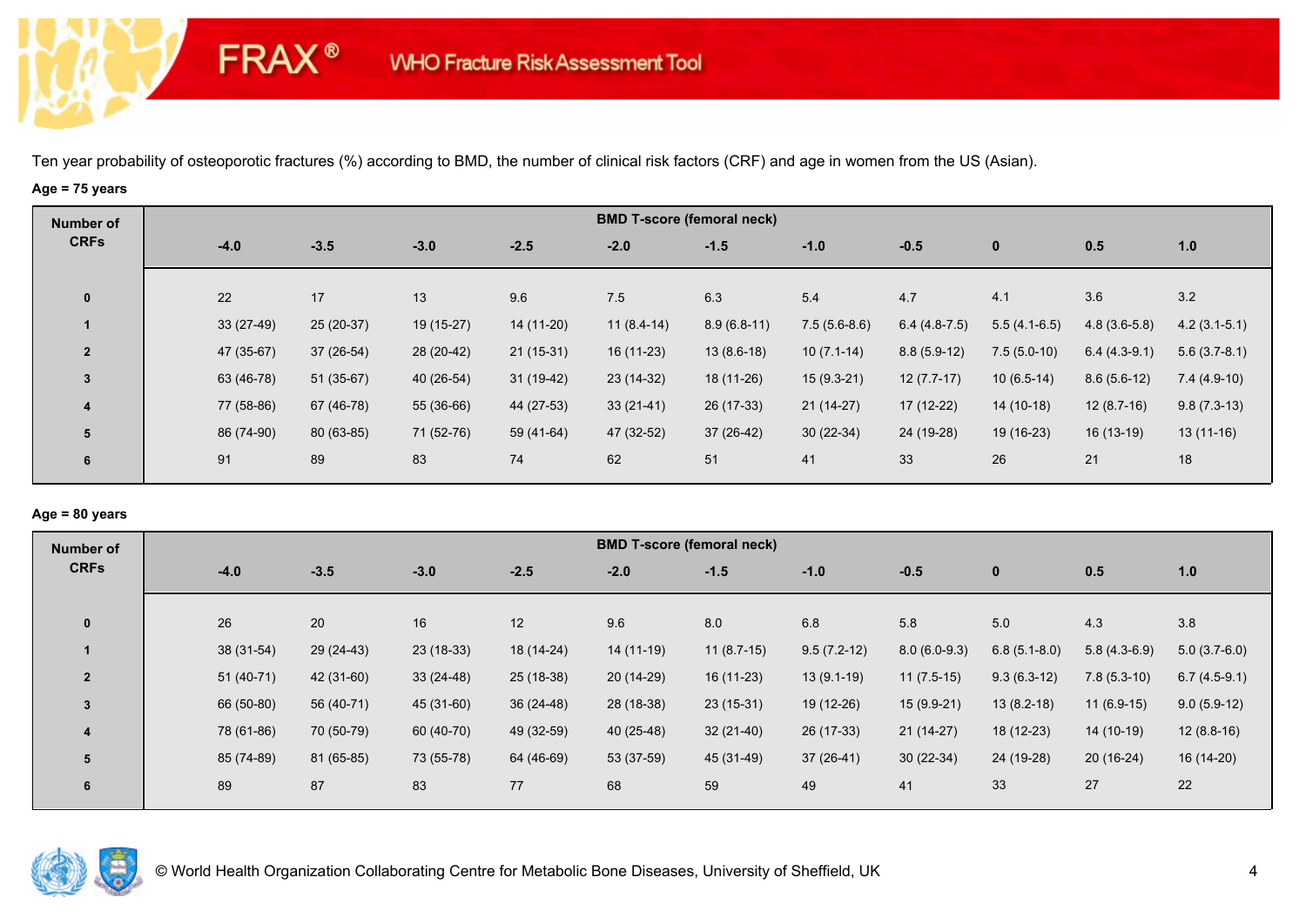# FRAX® WHO Fracture Risk Assessment Tool

Ten year probability of osteoporotic fractures (%) according to BMD, the number of clinical risk factors (CRF) and age in women from the US (Asian).

**Age = 75 years**

| Number of CRFs | BMD T-score (femoral neck) | | | | | | | | | | |
|---|---|---|---|---|---|---|---|---|---|---|---|
| | -4.0 | -3.5 | -3.0 | -2.5 | -2.0 | -1.5 | -1.0 | -0.5 | 0 | 0.5 | 1.0 |
| 0 | 22 | 17 | 13 | 9.6 | 7.5 | 6.3 | 5.4 | 4.7 | 4.1 | 3.6 | 3.2 |
| 1 | 33 (27-49) | 25 (20-37) | 19 (15-27) | 14 (11-20) | 11 (8.4-14) | 8.9 (6.8-11) | 7.5 (5.6-8.6) | 6.4 (4.8-7.5) | 5.5 (4.1-6.5) | 4.8 (3.6-5.8) | 4.2 (3.1-5.1) |
| 2 | 47 (35-67) | 37 (26-54) | 28 (20-42) | 21 (15-31) | 16 (11-23) | 13 (8.6-18) | 10 (7.1-14) | 8.8 (5.9-12) | 7.5 (5.0-10) | 6.4 (4.3-9.1) | 5.6 (3.7-8.1) |
| 3 | 63 (46-78) | 51 (35-67) | 40 (26-54) | 31 (19-42) | 23 (14-32) | 18 (11-26) | 15 (9.3-21) | 12 (7.7-17) | 10 (6.5-14) | 8.6 (5.6-12) | 7.4 (4.9-10) |
| 4 | 77 (58-86) | 67 (46-78) | 55 (36-66) | 44 (27-53) | 33 (21-41) | 26 (17-33) | 21 (14-27) | 17 (12-22) | 14 (10-18) | 12 (8.7-16) | 9.8 (7.3-13) |
| 5 | 86 (74-90) | 80 (63-85) | 71 (52-76) | 59 (41-64) | 47 (32-52) | 37 (26-42) | 30 (22-34) | 24 (19-28) | 19 (16-23) | 16 (13-19) | 13 (11-16) |
| 6 | 91 | 89 | 83 | 74 | 62 | 51 | 41 | 33 | 26 | 21 | 18 |

**Age = 80 years**

| Number of CRFs | BMD T-score (femoral neck) | | | | | | | | | | |
|---|---|---|---|---|---|---|---|---|---|---|---|
| | -4.0 | -3.5 | -3.0 | -2.5 | -2.0 | -1.5 | -1.0 | -0.5 | 0 | 0.5 | 1.0 |
| 0 | 26 | 20 | 16 | 12 | 9.6 | 8.0 | 6.8 | 5.8 | 5.0 | 4.3 | 3.8 |
| 1 | 38 (31-54) | 29 (24-43) | 23 (18-33) | 18 (14-24) | 14 (11-19) | 11 (8.7-15) | 9.5 (7.2-12) | 8.0 (6.0-9.3) | 6.8 (5.1-8.0) | 5.8 (4.3-6.9) | 5.0 (3.7-6.0) |
| 2 | 51 (40-71) | 42 (31-60) | 33 (24-48) | 25 (18-38) | 20 (14-29) | 16 (11-23) | 13 (9.1-19) | 11 (7.5-15) | 9.3 (6.3-12) | 7.8 (5.3-10) | 6.7 (4.5-9.1) |
| 3 | 66 (50-80) | 56 (40-71) | 45 (31-60) | 36 (24-48) | 28 (18-38) | 23 (15-31) | 19 (12-26) | 15 (9.9-21) | 13 (8.2-18) | 11 (6.9-15) | 9.0 (5.9-12) |
| 4 | 78 (61-86) | 70 (50-79) | 60 (40-70) | 49 (32-59) | 40 (25-48) | 32 (21-40) | 26 (17-33) | 21 (14-27) | 18 (12-23) | 14 (10-19) | 12 (8.8-16) |
| 5 | 85 (74-89) | 81 (65-85) | 73 (55-78) | 64 (46-69) | 53 (37-59) | 45 (31-49) | 37 (26-41) | 30 (22-34) | 24 (19-28) | 20 (16-24) | 16 (14-20) |
| 6 | 89 | 87 | 83 | 77 | 68 | 59 | 49 | 41 | 33 | 27 | 22 |

© World Health Organization Collaborating Centre for Metabolic Bone Diseases, University of Sheffield, UK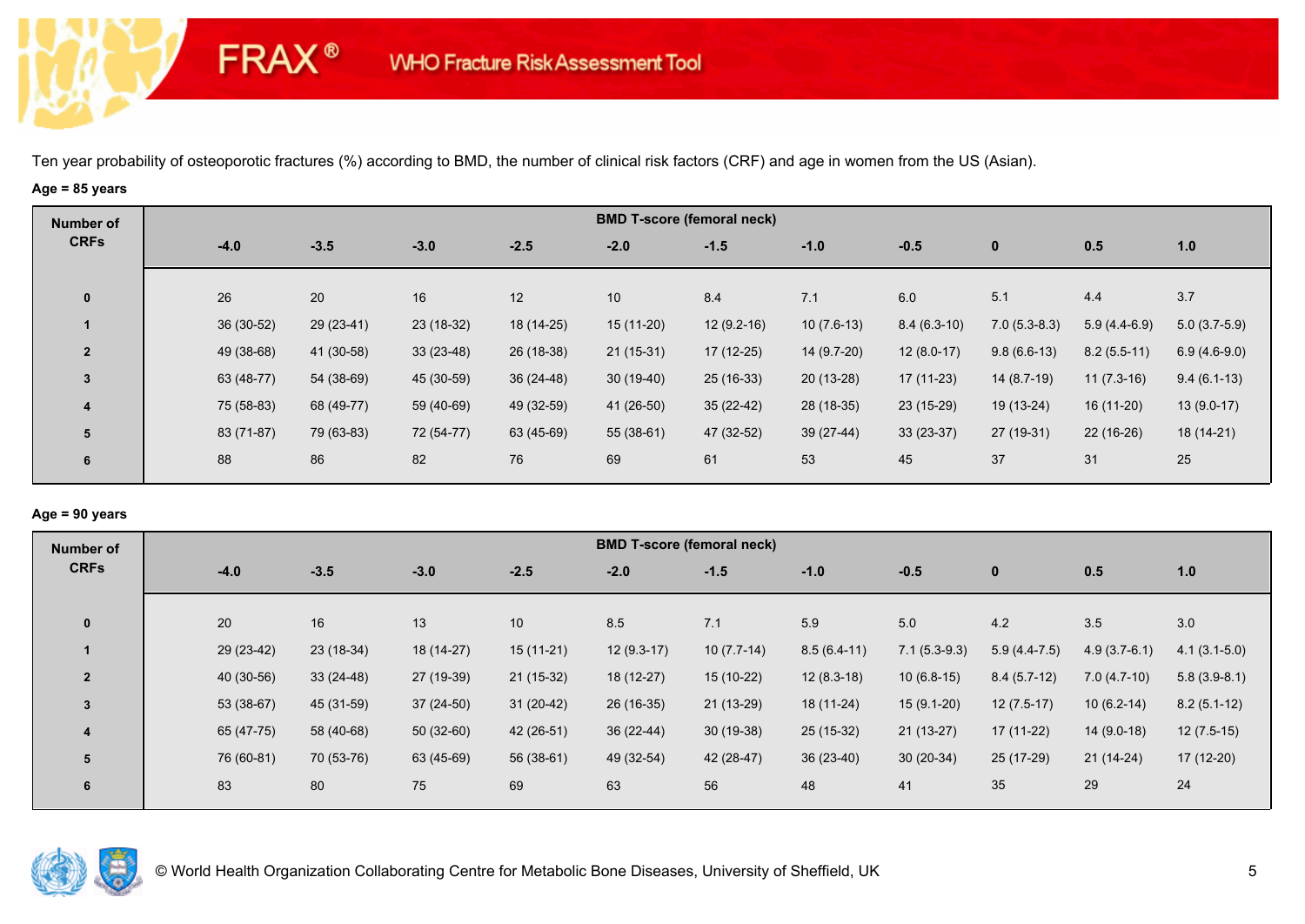# FRAX® WHO Fracture Risk Assessment Tool

Ten year probability of osteoporotic fractures (%) according to BMD, the number of clinical risk factors (CRF) and age in women from the US (Asian).

**Age = 85 years**

| Number of CRFs | BMD T-score (femoral neck) | | | | | | | | | | |
|---|---|---|---|---|---|---|---|---|---|---|---|
| | -4.0 | -3.5 | -3.0 | -2.5 | -2.0 | -1.5 | -1.0 | -0.5 | 0 | 0.5 | 1.0 |
| 0 | 26 | 20 | 16 | 12 | 10 | 8.4 | 7.1 | 6.0 | 5.1 | 4.4 | 3.7 |
| 1 | 36 (30-52) | 29 (23-41) | 23 (18-32) | 18 (14-25) | 15 (11-20) | 12 (9.2-16) | 10 (7.6-13) | 8.4 (6.3-10) | 7.0 (5.3-8.3) | 5.9 (4.4-6.9) | 5.0 (3.7-5.9) |
| 2 | 49 (38-68) | 41 (30-58) | 33 (23-48) | 26 (18-38) | 21 (15-31) | 17 (12-25) | 14 (9.7-20) | 12 (8.0-17) | 9.8 (6.6-13) | 8.2 (5.5-11) | 6.9 (4.6-9.0) |
| 3 | 63 (48-77) | 54 (38-69) | 45 (30-59) | 36 (24-48) | 30 (19-40) | 25 (16-33) | 20 (13-28) | 17 (11-23) | 14 (8.7-19) | 11 (7.3-16) | 9.4 (6.1-13) |
| 4 | 75 (58-83) | 68 (49-77) | 59 (40-69) | 49 (32-59) | 41 (26-50) | 35 (22-42) | 28 (18-35) | 23 (15-29) | 19 (13-24) | 16 (11-20) | 13 (9.0-17) |
| 5 | 83 (71-87) | 79 (63-83) | 72 (54-77) | 63 (45-69) | 55 (38-61) | 47 (32-52) | 39 (27-44) | 33 (23-37) | 27 (19-31) | 22 (16-26) | 18 (14-21) |
| 6 | 88 | 86 | 82 | 76 | 69 | 61 | 53 | 45 | 37 | 31 | 25 |

**Age = 90 years**

| Number of CRFs | BMD T-score (femoral neck) | | | | | | | | | | |
|---|---|---|---|---|---|---|---|---|---|---|---|
| | -4.0 | -3.5 | -3.0 | -2.5 | -2.0 | -1.5 | -1.0 | -0.5 | 0 | 0.5 | 1.0 |
| 0 | 20 | 16 | 13 | 10 | 8.5 | 7.1 | 5.9 | 5.0 | 4.2 | 3.5 | 3.0 |
| 1 | 29 (23-42) | 23 (18-34) | 18 (14-27) | 15 (11-21) | 12 (9.3-17) | 10 (7.7-14) | 8.5 (6.4-11) | 7.1 (5.3-9.3) | 5.9 (4.4-7.5) | 4.9 (3.7-6.1) | 4.1 (3.1-5.0) |
| 2 | 40 (30-56) | 33 (24-48) | 27 (19-39) | 21 (15-32) | 18 (12-27) | 15 (10-22) | 12 (8.3-18) | 10 (6.8-15) | 8.4 (5.7-12) | 7.0 (4.7-10) | 5.8 (3.9-8.1) |
| 3 | 53 (38-67) | 45 (31-59) | 37 (24-50) | 31 (20-42) | 26 (16-35) | 21 (13-29) | 18 (11-24) | 15 (9.1-20) | 12 (7.5-17) | 10 (6.2-14) | 8.2 (5.1-12) |
| 4 | 65 (47-75) | 58 (40-68) | 50 (32-60) | 42 (26-51) | 36 (22-44) | 30 (19-38) | 25 (15-32) | 21 (13-27) | 17 (11-22) | 14 (9.0-18) | 12 (7.5-15) |
| 5 | 76 (60-81) | 70 (53-76) | 63 (45-69) | 56 (38-61) | 49 (32-54) | 42 (28-47) | 36 (23-40) | 30 (20-34) | 25 (17-29) | 21 (14-24) | 17 (12-20) |
| 6 | 83 | 80 | 75 | 69 | 63 | 56 | 48 | 41 | 35 | 29 | 24 |

© World Health Organization Collaborating Centre for Metabolic Bone Diseases, University of Sheffield, UK